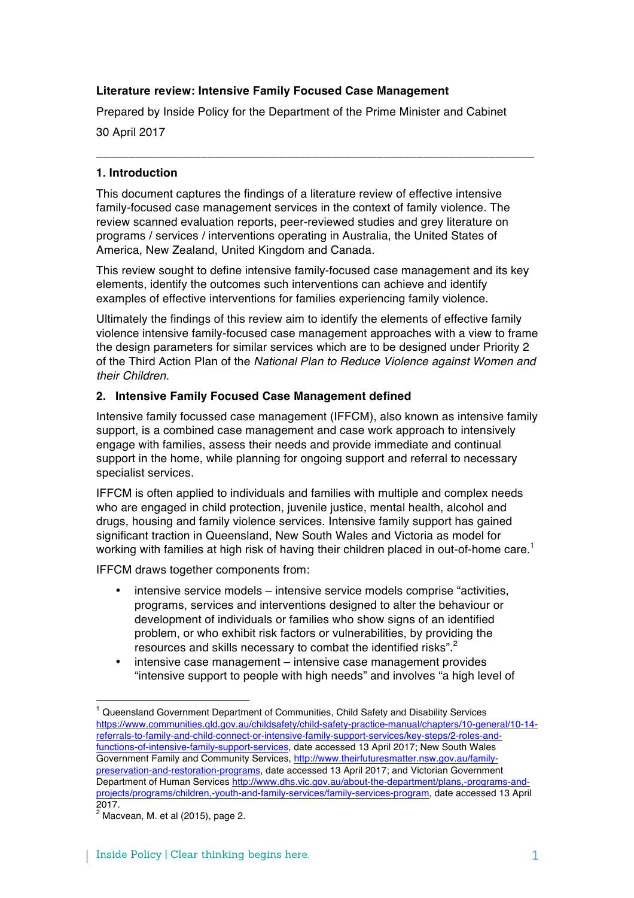**Literature review: Intensive Family Focused Case Management**

Prepared by Inside Policy for the Department of the Prime Minister and Cabinet

30 April 2017

---

## 1. Introduction

This document captures the findings of a literature review of effective intensive family-focused case management services in the context of family violence. The review scanned evaluation reports, peer-reviewed studies and grey literature on programs / services / interventions operating in Australia, the United States of America, New Zealand, United Kingdom and Canada.

This review sought to define intensive family-focused case management and its key elements, identify the outcomes such interventions can achieve and identify examples of effective interventions for families experiencing family violence.

Ultimately the findings of this review aim to identify the elements of effective family violence intensive family-focused case management approaches with a view to frame the design parameters for similar services which are to be designed under Priority 2 of the Third Action Plan of the *National Plan to Reduce Violence against Women and their Children.*

## 2. Intensive Family Focused Case Management defined

Intensive family focussed case management (IFFCM), also known as intensive family support, is a combined case management and case work approach to intensively engage with families, assess their needs and provide immediate and continual support in the home, while planning for ongoing support and referral to necessary specialist services.

IFFCM is often applied to individuals and families with multiple and complex needs who are engaged in child protection, juvenile justice, mental health, alcohol and drugs, housing and family violence services. Intensive family support has gained significant traction in Queensland, New South Wales and Victoria as model for working with families at high risk of having their children placed in out-of-home care.[1]

IFFCM draws together components from:

- intensive service models – intensive service models comprise "activities, programs, services and interventions designed to alter the behaviour or development of individuals or families who show signs of an identified problem, or who exhibit risk factors or vulnerabilities, by providing the resources and skills necessary to combat the identified risks".[2]
- intensive case management – intensive case management provides "intensive support to people with high needs" and involves "a high level of

---

[1] Queensland Government Department of Communities, Child Safety and Disability Services https://www.communities.qld.gov.au/childsafety/child-safety-practice-manual/chapters/10-general/10-14-referrals-to-family-and-child-connect-or-intensive-family-support-services/key-steps/2-roles-and-functions-of-intensive-family-support-services, date accessed 13 April 2017; New South Wales Government Family and Community Services, http://www.theirfuturesmatter.nsw.gov.au/family-preservation-and-restoration-programs, date accessed 13 April 2017; and Victorian Government Department of Human Services http://www.dhs.vic.gov.au/about-the-department/plans,-programs-and-projects/programs/children,-youth-and-family-services/family-services-program, date accessed 13 April 2017.

[2] Macvean, M. et al (2015), page 2.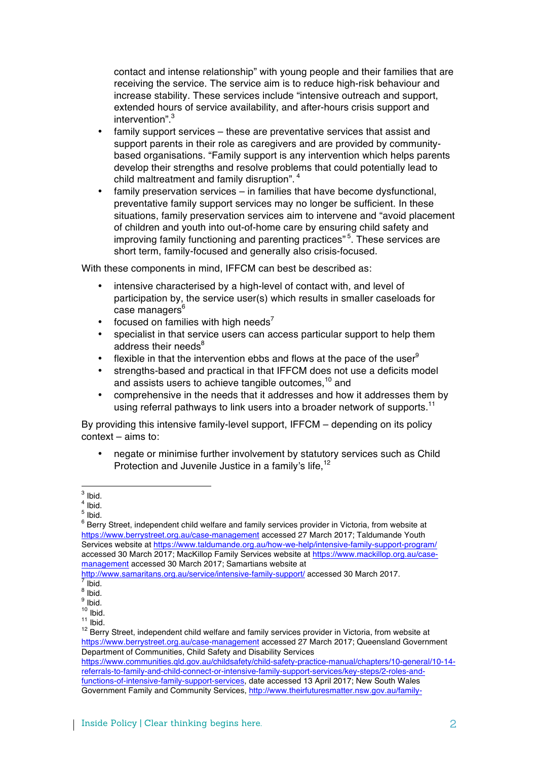contact and intense relationship" with young people and their families that are receiving the service. The service aim is to reduce high-risk behaviour and increase stability. These services include "intensive outreach and support, extended hours of service availability, and after-hours crisis support and intervention".[3]

- family support services – these are preventative services that assist and support parents in their role as caregivers and are provided by community-based organisations. "Family support is any intervention which helps parents develop their strengths and resolve problems that could potentially lead to child maltreatment and family disruption".[4]
- family preservation services – in families that have become dysfunctional, preventative family support services may no longer be sufficient. In these situations, family preservation services aim to intervene and "avoid placement of children and youth into out-of-home care by ensuring child safety and improving family functioning and parenting practices"[5]. These services are short term, family-focused and generally also crisis-focused.

With these components in mind, IFFCM can best be described as:

- intensive characterised by a high-level of contact with, and level of participation by, the service user(s) which results in smaller caseloads for case managers[6]
- focused on families with high needs[7]
- specialist in that service users can access particular support to help them address their needs[8]
- flexible in that the intervention ebbs and flows at the pace of the user[9]
- strengths-based and practical in that IFFCM does not use a deficits model and assists users to achieve tangible outcomes,[10] and
- comprehensive in the needs that it addresses and how it addresses them by using referral pathways to link users into a broader network of supports.[11]

By providing this intensive family-level support, IFFCM – depending on its policy context – aims to:

- negate or minimise further involvement by statutory services such as Child Protection and Juvenile Justice in a family's life,[12]

---

[3] Ibid.
[4] Ibid.
[5] Ibid.
[6] Berry Street, independent child welfare and family services provider in Victoria, from website at https://www.berrystreet.org.au/case-management accessed 27 March 2017; Taldumande Youth Services website at https://www.taldumande.org.au/how-we-help/intensive-family-support-program/ accessed 30 March 2017; MacKillop Family Services website at https://www.mackillop.org.au/case-management accessed 30 March 2017; Samartians website at http://www.samaritans.org.au/service/intensive-family-support/ accessed 30 March 2017.
[7] Ibid.
[8] Ibid.
[9] Ibid.
[10] Ibid.
[11] Ibid.
[12] Berry Street, independent child welfare and family services provider in Victoria, from website at https://www.berrystreet.org.au/case-management accessed 27 March 2017; Queensland Government Department of Communities, Child Safety and Disability Services https://www.communities.qld.gov.au/childsafety/child-safety-practice-manual/chapters/10-general/10-14-referrals-to-family-and-child-connect-or-intensive-family-support-services/key-steps/2-roles-and-functions-of-intensive-family-support-services, date accessed 13 April 2017; New South Wales Government Family and Community Services, http://www.theirfuturesmatter.nsw.gov.au/family-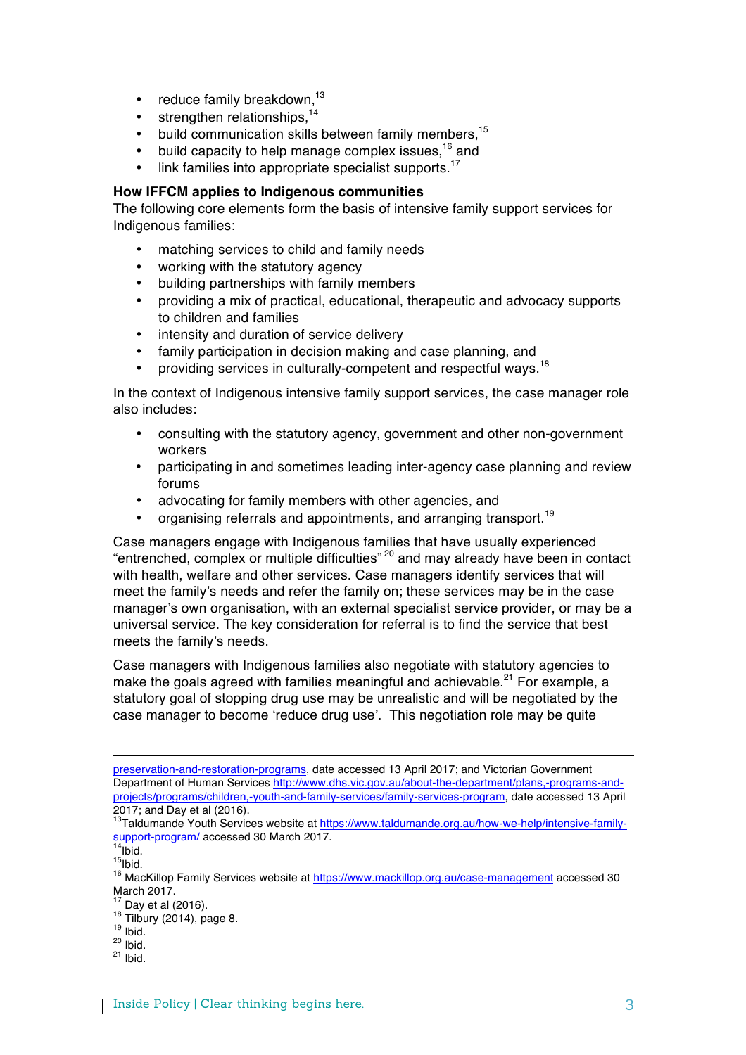- reduce family breakdown,[13]
- strengthen relationships,[14]
- build communication skills between family members,[15]
- build capacity to help manage complex issues,[16] and
- link families into appropriate specialist supports.[17]

**How IFFCM applies to Indigenous communities**

The following core elements form the basis of intensive family support services for Indigenous families:

- matching services to child and family needs
- working with the statutory agency
- building partnerships with family members
- providing a mix of practical, educational, therapeutic and advocacy supports to children and families
- intensity and duration of service delivery
- family participation in decision making and case planning, and
- providing services in culturally-competent and respectful ways.[18]

In the context of Indigenous intensive family support services, the case manager role also includes:

- consulting with the statutory agency, government and other non-government workers
- participating in and sometimes leading inter-agency case planning and review forums
- advocating for family members with other agencies, and
- organising referrals and appointments, and arranging transport.[19]

Case managers engage with Indigenous families that have usually experienced "entrenched, complex or multiple difficulties"[20] and may already have been in contact with health, welfare and other services. Case managers identify services that will meet the family's needs and refer the family on; these services may be in the case manager's own organisation, with an external specialist service provider, or may be a universal service. The key consideration for referral is to find the service that best meets the family's needs.

Case managers with Indigenous families also negotiate with statutory agencies to make the goals agreed with families meaningful and achievable.[21] For example, a statutory goal of stopping drug use may be unrealistic and will be negotiated by the case manager to become 'reduce drug use'. This negotiation role may be quite

---

preservation-and-restoration-programs, date accessed 13 April 2017; and Victorian Government Department of Human Services http://www.dhs.vic.gov.au/about-the-department/plans,-programs-and-projects/programs/children,-youth-and-family-services/family-services-program, date accessed 13 April 2017; and Day et al (2016).

[13] Taldumande Youth Services website at https://www.taldumande.org.au/how-we-help/intensive-family-support-program/ accessed 30 March 2017.

[14] Ibid.

[15] Ibid.

[16] MacKillop Family Services website at https://www.mackillop.org.au/case-management accessed 30 March 2017.

[17] Day et al (2016).

[18] Tilbury (2014), page 8.

[19] Ibid.

[20] Ibid.

[21] Ibid.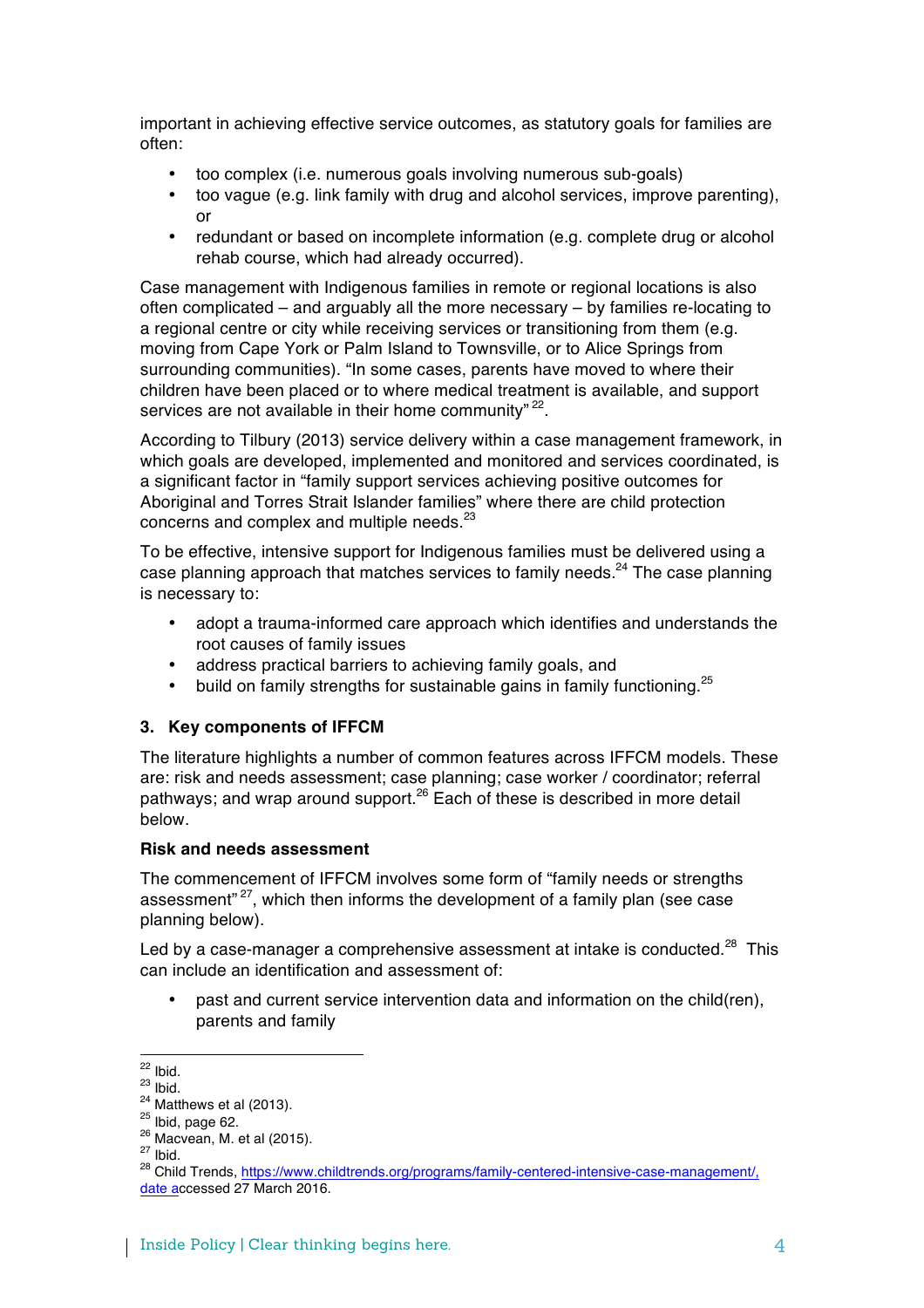important in achieving effective service outcomes, as statutory goals for families are often:

- too complex (i.e. numerous goals involving numerous sub-goals)
- too vague (e.g. link family with drug and alcohol services, improve parenting), or
- redundant or based on incomplete information (e.g. complete drug or alcohol rehab course, which had already occurred).

Case management with Indigenous families in remote or regional locations is also often complicated – and arguably all the more necessary – by families re-locating to a regional centre or city while receiving services or transitioning from them (e.g. moving from Cape York or Palm Island to Townsville, or to Alice Springs from surrounding communities). "In some cases, parents have moved to where their children have been placed or to where medical treatment is available, and support services are not available in their home community" [22].

According to Tilbury (2013) service delivery within a case management framework, in which goals are developed, implemented and monitored and services coordinated, is a significant factor in "family support services achieving positive outcomes for Aboriginal and Torres Strait Islander families" where there are child protection concerns and complex and multiple needs.[23]

To be effective, intensive support for Indigenous families must be delivered using a case planning approach that matches services to family needs.[24] The case planning is necessary to:

- adopt a trauma-informed care approach which identifies and understands the root causes of family issues
- address practical barriers to achieving family goals, and
- build on family strengths for sustainable gains in family functioning.[25]

### 3. Key components of IFFCM

The literature highlights a number of common features across IFFCM models. These are: risk and needs assessment; case planning; case worker / coordinator; referral pathways; and wrap around support.[26] Each of these is described in more detail below.

#### Risk and needs assessment

The commencement of IFFCM involves some form of "family needs or strengths assessment" [27], which then informs the development of a family plan (see case planning below).

Led by a case-manager a comprehensive assessment at intake is conducted.[28] This can include an identification and assessment of:

- past and current service intervention data and information on the child(ren), parents and family

---

[22] Ibid.
[23] Ibid.
[24] Matthews et al (2013).
[25] Ibid, page 62.
[26] Macvean, M. et al (2015).
[27] Ibid.
[28] Child Trends, https://www.childtrends.org/programs/family-centered-intensive-case-management/, date accessed 27 March 2016.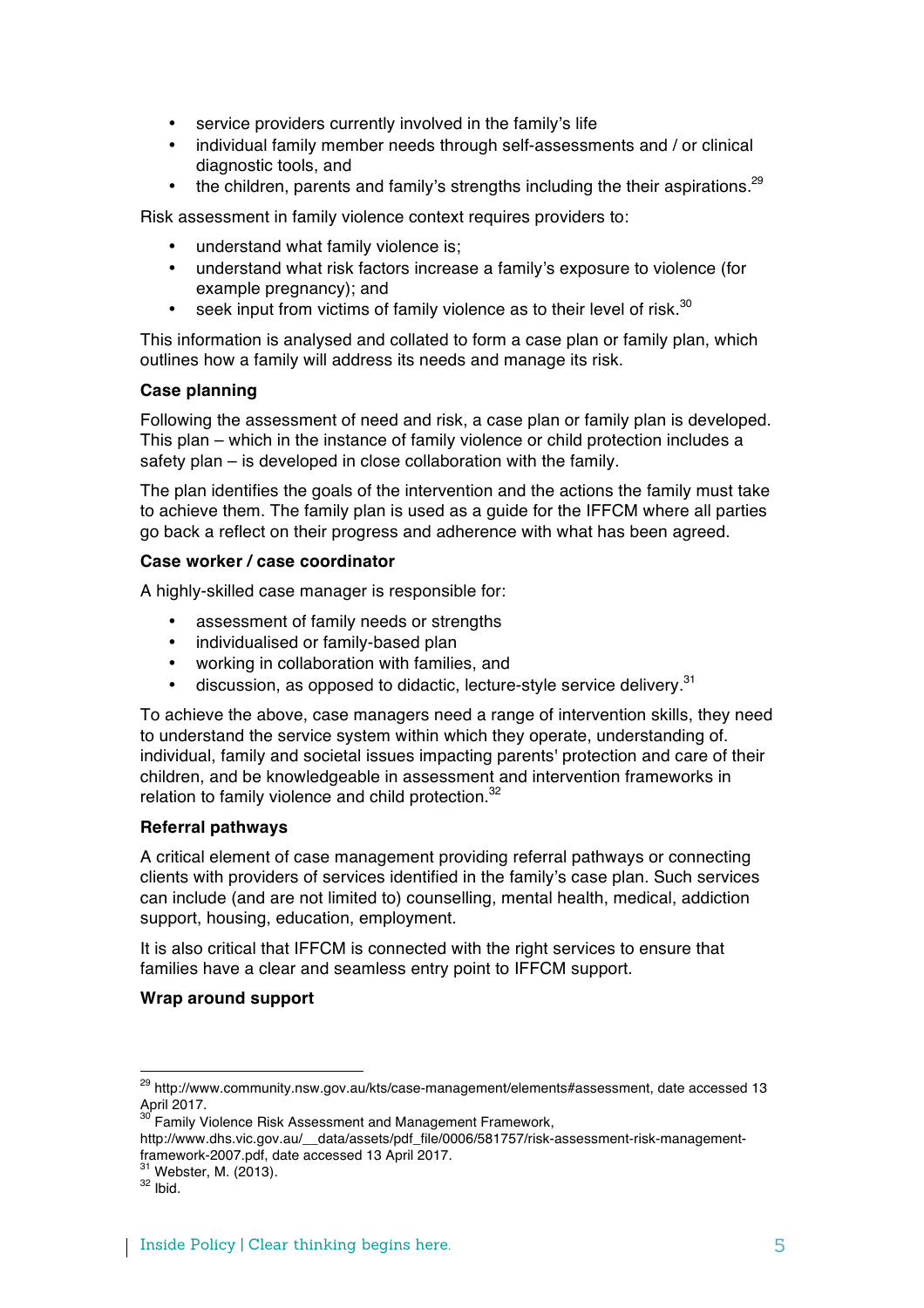- service providers currently involved in the family's life
- individual family member needs through self-assessments and / or clinical diagnostic tools, and
- the children, parents and family's strengths including the their aspirations.[29]

Risk assessment in family violence context requires providers to:

- understand what family violence is;
- understand what risk factors increase a family's exposure to violence (for example pregnancy); and
- seek input from victims of family violence as to their level of risk.[30]

This information is analysed and collated to form a case plan or family plan, which outlines how a family will address its needs and manage its risk.

**Case planning**

Following the assessment of need and risk, a case plan or family plan is developed. This plan – which in the instance of family violence or child protection includes a safety plan – is developed in close collaboration with the family.

The plan identifies the goals of the intervention and the actions the family must take to achieve them. The family plan is used as a guide for the IFFCM where all parties go back a reflect on their progress and adherence with what has been agreed.

**Case worker / case coordinator**

A highly-skilled case manager is responsible for:

- assessment of family needs or strengths
- individualised or family-based plan
- working in collaboration with families, and
- discussion, as opposed to didactic, lecture-style service delivery.[31]

To achieve the above, case managers need a range of intervention skills, they need to understand the service system within which they operate, understanding of. individual, family and societal issues impacting parents' protection and care of their children, and be knowledgeable in assessment and intervention frameworks in relation to family violence and child protection.[32]

**Referral pathways**

A critical element of case management providing referral pathways or connecting clients with providers of services identified in the family's case plan. Such services can include (and are not limited to) counselling, mental health, medical, addiction support, housing, education, employment.

It is also critical that IFFCM is connected with the right services to ensure that families have a clear and seamless entry point to IFFCM support.

**Wrap around support**

---

[29] http://www.community.nsw.gov.au/kts/case-management/elements#assessment, date accessed 13 April 2017.

[30] Family Violence Risk Assessment and Management Framework, http://www.dhs.vic.gov.au/__data/assets/pdf_file/0006/581757/risk-assessment-risk-management-framework-2007.pdf, date accessed 13 April 2017.

[31] Webster, M. (2013).

[32] Ibid.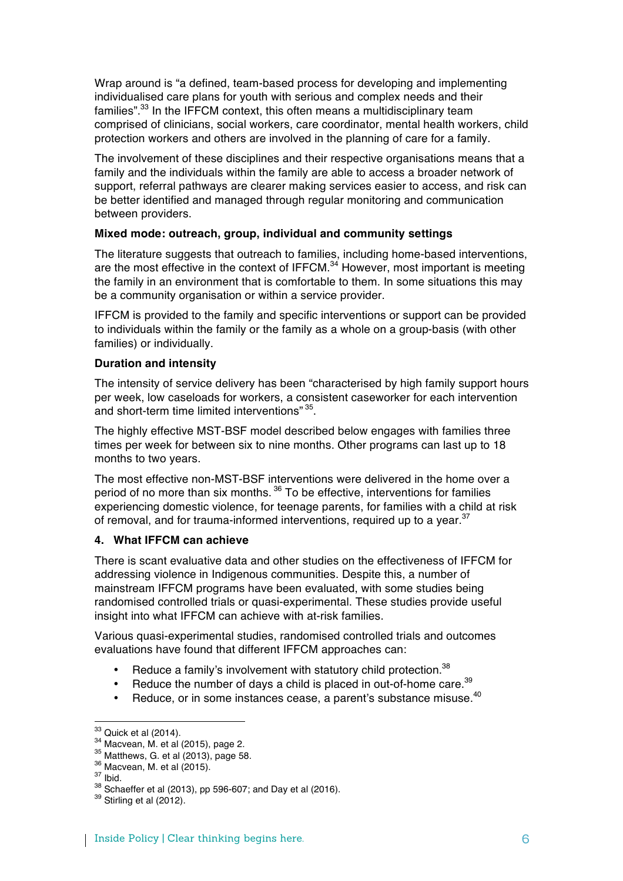Wrap around is "a defined, team-based process for developing and implementing individualised care plans for youth with serious and complex needs and their families".[33] In the IFFCM context, this often means a multidisciplinary team comprised of clinicians, social workers, care coordinator, mental health workers, child protection workers and others are involved in the planning of care for a family.

The involvement of these disciplines and their respective organisations means that a family and the individuals within the family are able to access a broader network of support, referral pathways are clearer making services easier to access, and risk can be better identified and managed through regular monitoring and communication between providers.

**Mixed mode: outreach, group, individual and community settings**

The literature suggests that outreach to families, including home-based interventions, are the most effective in the context of IFFCM.[34] However, most important is meeting the family in an environment that is comfortable to them. In some situations this may be a community organisation or within a service provider.

IFFCM is provided to the family and specific interventions or support can be provided to individuals within the family or the family as a whole on a group-basis (with other families) or individually.

**Duration and intensity**

The intensity of service delivery has been "characterised by high family support hours per week, low caseloads for workers, a consistent caseworker for each intervention and short-term time limited interventions"[35].

The highly effective MST-BSF model described below engages with families three times per week for between six to nine months. Other programs can last up to 18 months to two years.

The most effective non-MST-BSF interventions were delivered in the home over a period of no more than six months.[36] To be effective, interventions for families experiencing domestic violence, for teenage parents, for families with a child at risk of removal, and for trauma-informed interventions, required up to a year.[37]

## 4. What IFFCM can achieve

There is scant evaluative data and other studies on the effectiveness of IFFCM for addressing violence in Indigenous communities. Despite this, a number of mainstream IFFCM programs have been evaluated, with some studies being randomised controlled trials or quasi-experimental. These studies provide useful insight into what IFFCM can achieve with at-risk families.

Various quasi-experimental studies, randomised controlled trials and outcomes evaluations have found that different IFFCM approaches can:

- Reduce a family's involvement with statutory child protection.[38]
- Reduce the number of days a child is placed in out-of-home care.[39]
- Reduce, or in some instances cease, a parent's substance misuse.[40]

---

[33] Quick et al (2014).
[34] Macvean, M. et al (2015), page 2.
[35] Matthews, G. et al (2013), page 58.
[36] Macvean, M. et al (2015).
[37] Ibid.
[38] Schaeffer et al (2013), pp 596-607; and Day et al (2016).
[39] Stirling et al (2012).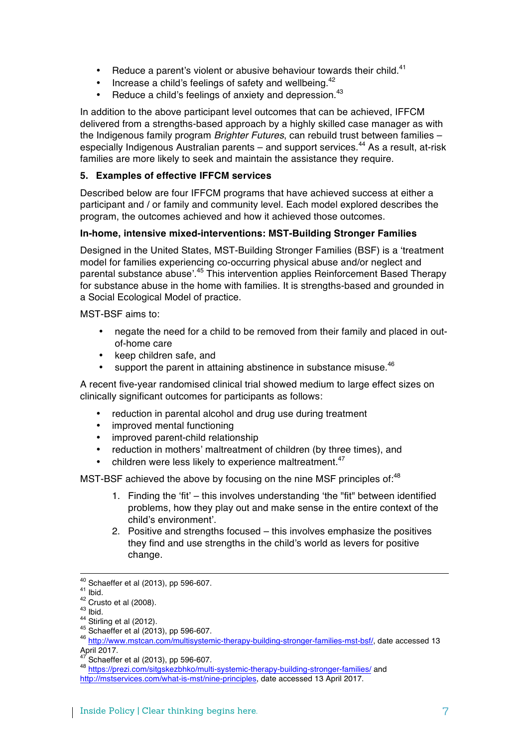- Reduce a parent's violent or abusive behaviour towards their child.[41]
- Increase a child's feelings of safety and wellbeing.[42]
- Reduce a child's feelings of anxiety and depression.[43]

In addition to the above participant level outcomes that can be achieved, IFFCM delivered from a strengths-based approach by a highly skilled case manager as with the Indigenous family program *Brighter Futures*, can rebuild trust between families – especially Indigenous Australian parents – and support services.[44] As a result, at-risk families are more likely to seek and maintain the assistance they require.

## 5. Examples of effective IFFCM services

Described below are four IFFCM programs that have achieved success at either a participant and / or family and community level. Each model explored describes the program, the outcomes achieved and how it achieved those outcomes.

### In-home, intensive mixed-interventions: MST-Building Stronger Families

Designed in the United States, MST-Building Stronger Families (BSF) is a 'treatment model for families experiencing co-occurring physical abuse and/or neglect and parental substance abuse'.[45] This intervention applies Reinforcement Based Therapy for substance abuse in the home with families. It is strengths-based and grounded in a Social Ecological Model of practice.

MST-BSF aims to:

- negate the need for a child to be removed from their family and placed in out-of-home care
- keep children safe, and
- support the parent in attaining abstinence in substance misuse.[46]

A recent five-year randomised clinical trial showed medium to large effect sizes on clinically significant outcomes for participants as follows:

- reduction in parental alcohol and drug use during treatment
- improved mental functioning
- improved parent-child relationship
- reduction in mothers' maltreatment of children (by three times), and
- children were less likely to experience maltreatment.[47]

MST-BSF achieved the above by focusing on the nine MSF principles of:[48]

1. Finding the 'fit' – this involves understanding 'the "fit" between identified problems, how they play out and make sense in the entire context of the child's environment'.
2. Positive and strengths focused – this involves emphasize the positives they find and use strengths in the child's world as levers for positive change.

---

[40] Schaeffer et al (2013), pp 596-607.
[41] Ibid.
[42] Crusto et al (2008).
[43] Ibid.
[44] Stirling et al (2012).
[45] Schaeffer et al (2013), pp 596-607.
[46] http://www.mstcan.com/multisystemic-therapy-building-stronger-families-mst-bsf/, date accessed 13 April 2017.
[47] Schaeffer et al (2013), pp 596-607.
[48] https://prezi.com/sitgskezbhko/multi-systemic-therapy-building-stronger-families/ and http://mstservices.com/what-is-mst/nine-principles, date accessed 13 April 2017.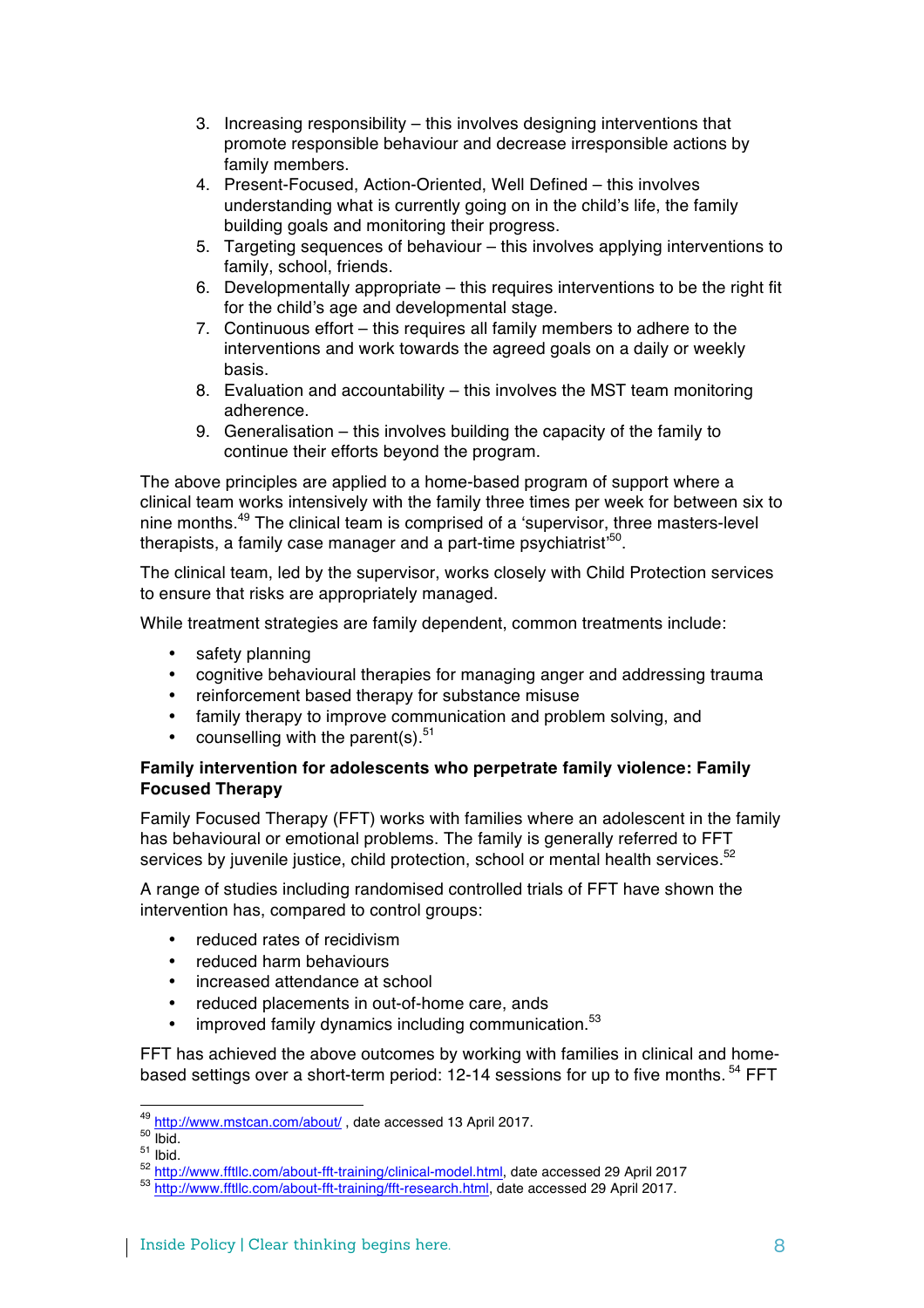3. Increasing responsibility – this involves designing interventions that promote responsible behaviour and decrease irresponsible actions by family members.
4. Present-Focused, Action-Oriented, Well Defined – this involves understanding what is currently going on in the child's life, the family building goals and monitoring their progress.
5. Targeting sequences of behaviour – this involves applying interventions to family, school, friends.
6. Developmentally appropriate – this requires interventions to be the right fit for the child's age and developmental stage.
7. Continuous effort – this requires all family members to adhere to the interventions and work towards the agreed goals on a daily or weekly basis.
8. Evaluation and accountability – this involves the MST team monitoring adherence.
9. Generalisation – this involves building the capacity of the family to continue their efforts beyond the program.

The above principles are applied to a home-based program of support where a clinical team works intensively with the family three times per week for between six to nine months.[49] The clinical team is comprised of a 'supervisor, three masters-level therapists, a family case manager and a part-time psychiatrist'[50].

The clinical team, led by the supervisor, works closely with Child Protection services to ensure that risks are appropriately managed.

While treatment strategies are family dependent, common treatments include:

- safety planning
- cognitive behavioural therapies for managing anger and addressing trauma
- reinforcement based therapy for substance misuse
- family therapy to improve communication and problem solving, and
- counselling with the parent(s).[51]

**Family intervention for adolescents who perpetrate family violence: Family Focused Therapy**

Family Focused Therapy (FFT) works with families where an adolescent in the family has behavioural or emotional problems. The family is generally referred to FFT services by juvenile justice, child protection, school or mental health services.[52]

A range of studies including randomised controlled trials of FFT have shown the intervention has, compared to control groups:

- reduced rates of recidivism
- reduced harm behaviours
- increased attendance at school
- reduced placements in out-of-home care, ands
- improved family dynamics including communication.[53]

FFT has achieved the above outcomes by working with families in clinical and home-based settings over a short-term period: 12-14 sessions for up to five months. [54] FFT

---

[49] http://www.mstcan.com/about/ , date accessed 13 April 2017.
[50] Ibid.
[51] Ibid.
[52] http://www.fftllc.com/about-fft-training/clinical-model.html, date accessed 29 April 2017
[53] http://www.fftllc.com/about-fft-training/fft-research.html, date accessed 29 April 2017.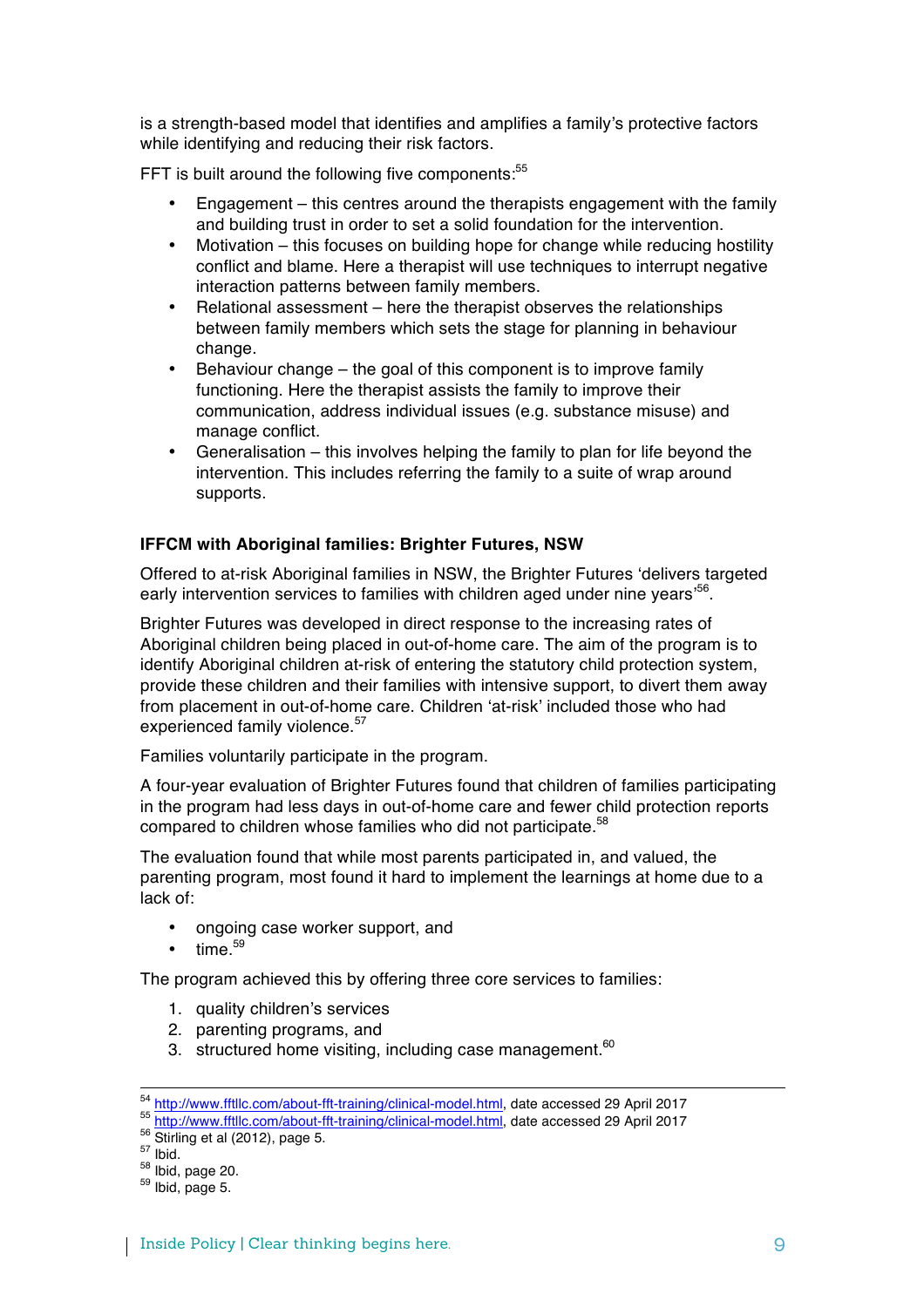is a strength-based model that identifies and amplifies a family's protective factors while identifying and reducing their risk factors.

FFT is built around the following five components:[55]

- Engagement – this centres around the therapists engagement with the family and building trust in order to set a solid foundation for the intervention.
- Motivation – this focuses on building hope for change while reducing hostility conflict and blame. Here a therapist will use techniques to interrupt negative interaction patterns between family members.
- Relational assessment – here the therapist observes the relationships between family members which sets the stage for planning in behaviour change.
- Behaviour change – the goal of this component is to improve family functioning. Here the therapist assists the family to improve their communication, address individual issues (e.g. substance misuse) and manage conflict.
- Generalisation – this involves helping the family to plan for life beyond the intervention. This includes referring the family to a suite of wrap around supports.

**IFFCM with Aboriginal families: Brighter Futures, NSW**

Offered to at-risk Aboriginal families in NSW, the Brighter Futures 'delivers targeted early intervention services to families with children aged under nine years'[56].

Brighter Futures was developed in direct response to the increasing rates of Aboriginal children being placed in out-of-home care. The aim of the program is to identify Aboriginal children at-risk of entering the statutory child protection system, provide these children and their families with intensive support, to divert them away from placement in out-of-home care. Children 'at-risk' included those who had experienced family violence.[57]

Families voluntarily participate in the program.

A four-year evaluation of Brighter Futures found that children of families participating in the program had less days in out-of-home care and fewer child protection reports compared to children whose families who did not participate.[58]

The evaluation found that while most parents participated in, and valued, the parenting program, most found it hard to implement the learnings at home due to a lack of:

- ongoing case worker support, and
- time.[59]

The program achieved this by offering three core services to families:

1. quality children's services
2. parenting programs, and
3. structured home visiting, including case management.[60]

---

[54] http://www.fftllc.com/about-fft-training/clinical-model.html, date accessed 29 April 2017
[55] http://www.fftllc.com/about-fft-training/clinical-model.html, date accessed 29 April 2017
[56] Stirling et al (2012), page 5.
[57] Ibid.
[58] Ibid, page 20.
[59] Ibid, page 5.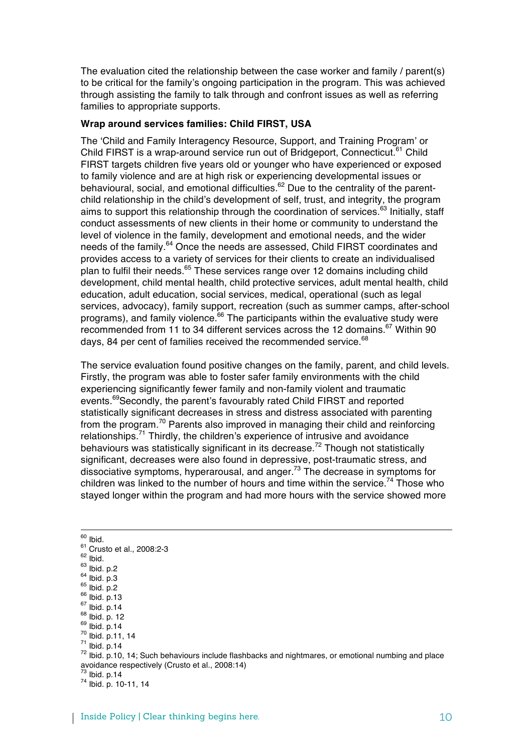The evaluation cited the relationship between the case worker and family / parent(s) to be critical for the family's ongoing participation in the program. This was achieved through assisting the family to talk through and confront issues as well as referring families to appropriate supports.

**Wrap around services families: Child FIRST, USA**

The 'Child and Family Interagency Resource, Support, and Training Program' or Child FIRST is a wrap-around service run out of Bridgeport, Connecticut.[61] Child FIRST targets children five years old or younger who have experienced or exposed to family violence and are at high risk or experiencing developmental issues or behavioural, social, and emotional difficulties.[62] Due to the centrality of the parent-child relationship in the child's development of self, trust, and integrity, the program aims to support this relationship through the coordination of services.[63] Initially, staff conduct assessments of new clients in their home or community to understand the level of violence in the family, development and emotional needs, and the wider needs of the family.[64] Once the needs are assessed, Child FIRST coordinates and provides access to a variety of services for their clients to create an individualised plan to fulfil their needs.[65] These services range over 12 domains including child development, child mental health, child protective services, adult mental health, child education, adult education, social services, medical, operational (such as legal services, advocacy), family support, recreation (such as summer camps, after-school programs), and family violence.[66] The participants within the evaluative study were recommended from 11 to 34 different services across the 12 domains.[67] Within 90 days, 84 per cent of families received the recommended service.[68]

The service evaluation found positive changes on the family, parent, and child levels. Firstly, the program was able to foster safer family environments with the child experiencing significantly fewer family and non-family violent and traumatic events.[69]Secondly, the parent's favourably rated Child FIRST and reported statistically significant decreases in stress and distress associated with parenting from the program.[70] Parents also improved in managing their child and reinforcing relationships.[71] Thirdly, the children's experience of intrusive and avoidance behaviours was statistically significant in its decrease.[72] Though not statistically significant, decreases were also found in depressive, post-traumatic stress, and dissociative symptoms, hyperarousal, and anger.[73] The decrease in symptoms for children was linked to the number of hours and time within the service.[74] Those who stayed longer within the program and had more hours with the service showed more

---

[60] Ibid.
[61] Crusto et al., 2008:2-3
[62] Ibid.
[63] Ibid. p.2
[64] Ibid. p.3
[65] Ibid. p.2
[66] Ibid. p.13
[67] Ibid. p.14
[68] Ibid. p. 12
[69] Ibid. p.14
[70] Ibid. p.11, 14
[71] Ibid. p.14
[72] Ibid. p.10, 14; Such behaviours include flashbacks and nightmares, or emotional numbing and place avoidance respectively (Crusto et al., 2008:14)
[73] Ibid. p.14
[74] Ibid. p. 10-11, 14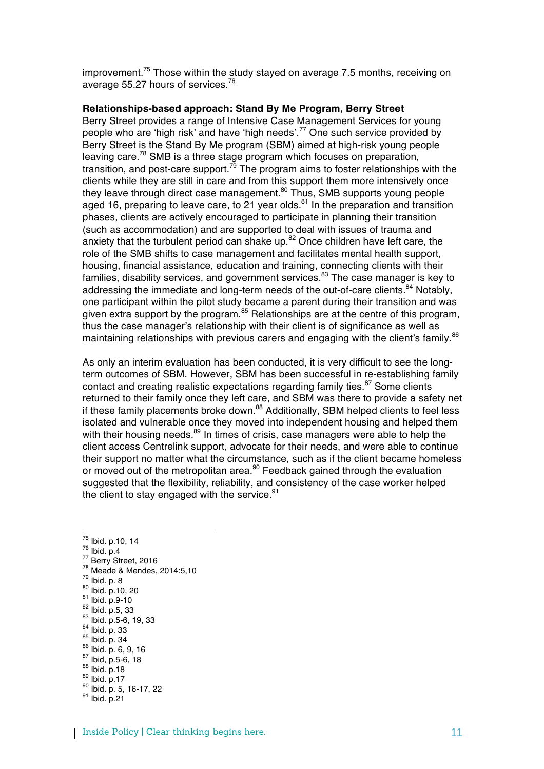improvement.[75] Those within the study stayed on average 7.5 months, receiving on average 55.27 hours of services.[76]

**Relationships-based approach: Stand By Me Program, Berry Street**

Berry Street provides a range of Intensive Case Management Services for young people who are 'high risk' and have 'high needs'.[77] One such service provided by Berry Street is the Stand By Me program (SBM) aimed at high-risk young people leaving care.[78] SMB is a three stage program which focuses on preparation, transition, and post-care support.[79] The program aims to foster relationships with the clients while they are still in care and from this support them more intensively once they leave through direct case management.[80] Thus, SMB supports young people aged 16, preparing to leave care, to 21 year olds.[81] In the preparation and transition phases, clients are actively encouraged to participate in planning their transition (such as accommodation) and are supported to deal with issues of trauma and anxiety that the turbulent period can shake up.[82] Once children have left care, the role of the SMB shifts to case management and facilitates mental health support, housing, financial assistance, education and training, connecting clients with their families, disability services, and government services.[83] The case manager is key to addressing the immediate and long-term needs of the out-of-care clients.[84] Notably, one participant within the pilot study became a parent during their transition and was given extra support by the program.[85] Relationships are at the centre of this program, thus the case manager's relationship with their client is of significance as well as maintaining relationships with previous carers and engaging with the client's family.[86]

As only an interim evaluation has been conducted, it is very difficult to see the long-term outcomes of SBM. However, SBM has been successful in re-establishing family contact and creating realistic expectations regarding family ties.[87] Some clients returned to their family once they left care, and SBM was there to provide a safety net if these family placements broke down.[88] Additionally, SBM helped clients to feel less isolated and vulnerable once they moved into independent housing and helped them with their housing needs.[89] In times of crisis, case managers were able to help the client access Centrelink support, advocate for their needs, and were able to continue their support no matter what the circumstance, such as if the client became homeless or moved out of the metropolitan area.[90] Feedback gained through the evaluation suggested that the flexibility, reliability, and consistency of the case worker helped the client to stay engaged with the service.[91]

---

[75] Ibid. p.10, 14
[76] Ibid. p.4
[77] Berry Street, 2016
[78] Meade & Mendes, 2014:5,10
[79] Ibid. p. 8
[80] Ibid. p.10, 20
[81] Ibid. p.9-10
[82] Ibid. p.5, 33
[83] Ibid. p.5-6, 19, 33
[84] Ibid. p. 33
[85] Ibid. p. 34
[86] Ibid. p. 6, 9, 16
[87] Ibid, p.5-6, 18
[88] Ibid. p.18
[89] Ibid. p.17
[90] Ibid. p. 5, 16-17, 22
[91] Ibid. p.21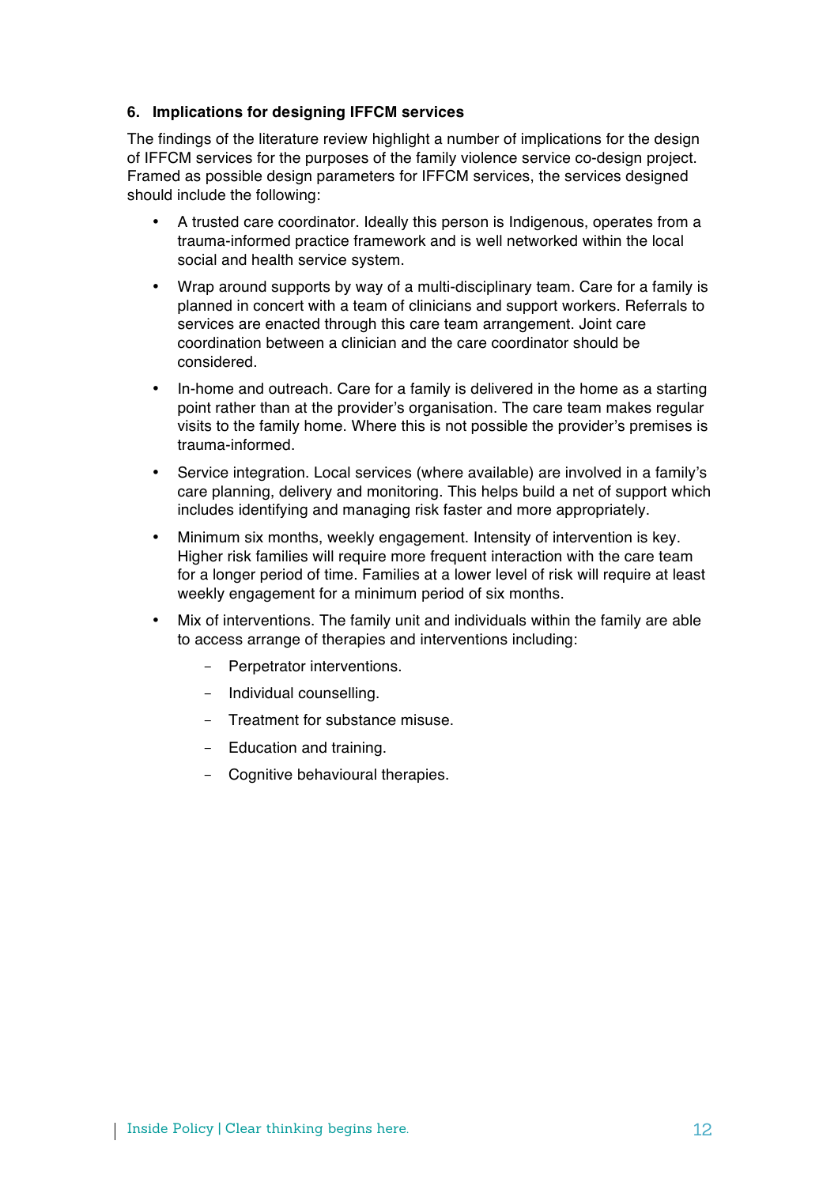## 6. Implications for designing IFFCM services

The findings of the literature review highlight a number of implications for the design of IFFCM services for the purposes of the family violence service co-design project. Framed as possible design parameters for IFFCM services, the services designed should include the following:

- A trusted care coordinator. Ideally this person is Indigenous, operates from a trauma-informed practice framework and is well networked within the local social and health service system.
- Wrap around supports by way of a multi-disciplinary team. Care for a family is planned in concert with a team of clinicians and support workers. Referrals to services are enacted through this care team arrangement. Joint care coordination between a clinician and the care coordinator should be considered.
- In-home and outreach. Care for a family is delivered in the home as a starting point rather than at the provider's organisation. The care team makes regular visits to the family home. Where this is not possible the provider's premises is trauma-informed.
- Service integration. Local services (where available) are involved in a family's care planning, delivery and monitoring. This helps build a net of support which includes identifying and managing risk faster and more appropriately.
- Minimum six months, weekly engagement. Intensity of intervention is key. Higher risk families will require more frequent interaction with the care team for a longer period of time. Families at a lower level of risk will require at least weekly engagement for a minimum period of six months.
- Mix of interventions. The family unit and individuals within the family are able to access arrange of therapies and interventions including:
  - Perpetrator interventions.
  - Individual counselling.
  - Treatment for substance misuse.
  - Education and training.
  - Cognitive behavioural therapies.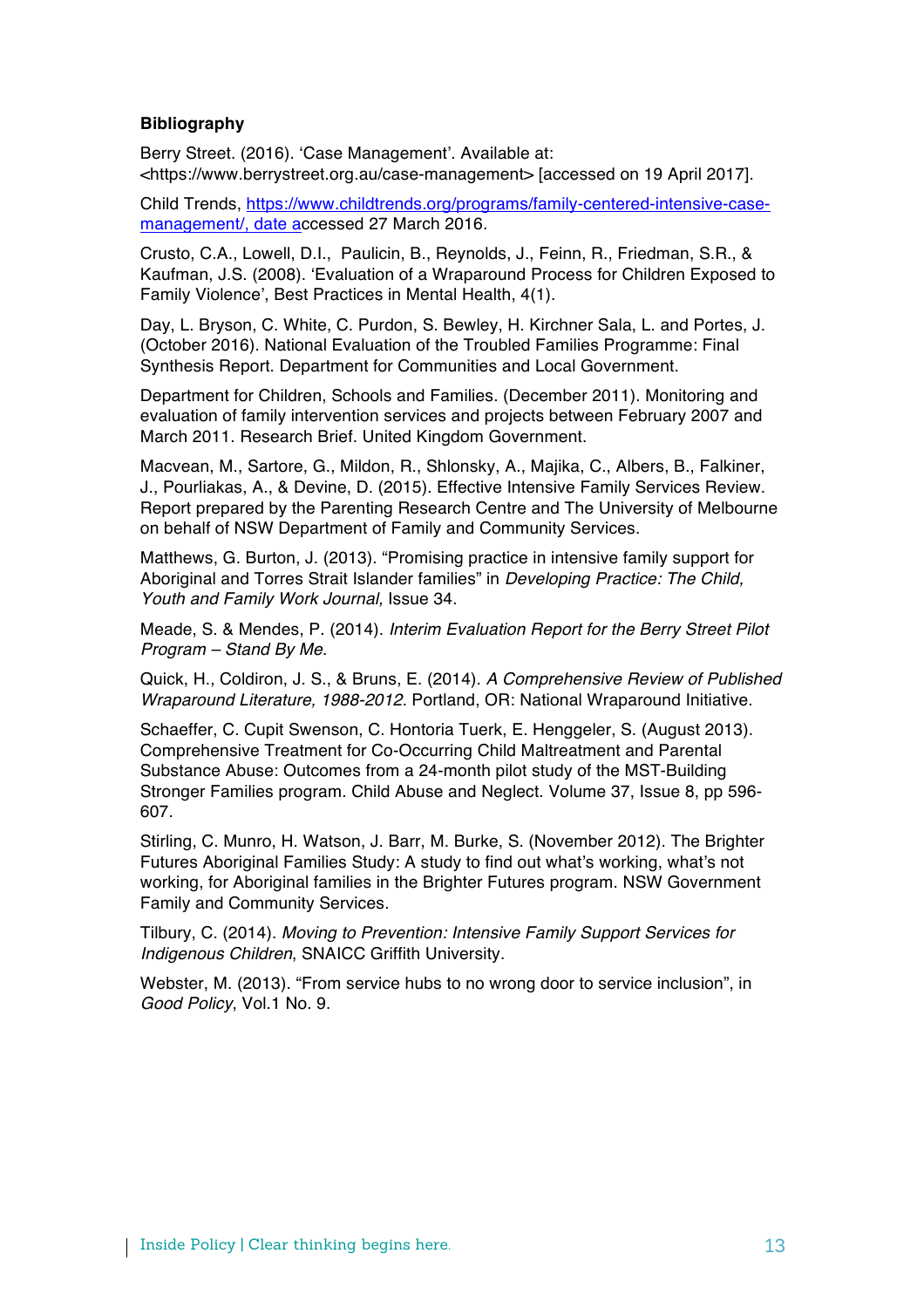**Bibliography**

Berry Street. (2016). 'Case Management'. Available at: <https://www.berrystreet.org.au/case-management> [accessed on 19 April 2017].

Child Trends, https://www.childtrends.org/programs/family-centered-intensive-case-management/, date accessed 27 March 2016.

Crusto, C.A., Lowell, D.I., Paulicin, B., Reynolds, J., Feinn, R., Friedman, S.R., & Kaufman, J.S. (2008). 'Evaluation of a Wraparound Process for Children Exposed to Family Violence', Best Practices in Mental Health, 4(1).

Day, L. Bryson, C. White, C. Purdon, S. Bewley, H. Kirchner Sala, L. and Portes, J. (October 2016). National Evaluation of the Troubled Families Programme: Final Synthesis Report. Department for Communities and Local Government.

Department for Children, Schools and Families. (December 2011). Monitoring and evaluation of family intervention services and projects between February 2007 and March 2011. Research Brief. United Kingdom Government.

Macvean, M., Sartore, G., Mildon, R., Shlonsky, A., Majika, C., Albers, B., Falkiner, J., Pourliakas, A., & Devine, D. (2015). Effective Intensive Family Services Review. Report prepared by the Parenting Research Centre and The University of Melbourne on behalf of NSW Department of Family and Community Services.

Matthews, G. Burton, J. (2013). "Promising practice in intensive family support for Aboriginal and Torres Strait Islander families" in *Developing Practice: The Child, Youth and Family Work Journal,* Issue 34.

Meade, S. & Mendes, P. (2014). *Interim Evaluation Report for the Berry Street Pilot Program – Stand By Me*.

Quick, H., Coldiron, J. S., & Bruns, E. (2014). *A Comprehensive Review of Published Wraparound Literature, 1988-2012.* Portland, OR: National Wraparound Initiative.

Schaeffer, C. Cupit Swenson, C. Hontoria Tuerk, E. Henggeler, S. (August 2013). Comprehensive Treatment for Co-Occurring Child Maltreatment and Parental Substance Abuse: Outcomes from a 24-month pilot study of the MST-Building Stronger Families program. Child Abuse and Neglect. Volume 37, Issue 8, pp 596-607.

Stirling, C. Munro, H. Watson, J. Barr, M. Burke, S. (November 2012). The Brighter Futures Aboriginal Families Study: A study to find out what's working, what's not working, for Aboriginal families in the Brighter Futures program. NSW Government Family and Community Services.

Tilbury, C. (2014). *Moving to Prevention: Intensive Family Support Services for Indigenous Children*, SNAICC Griffith University.

Webster, M. (2013). "From service hubs to no wrong door to service inclusion", in *Good Policy*, Vol.1 No. 9.